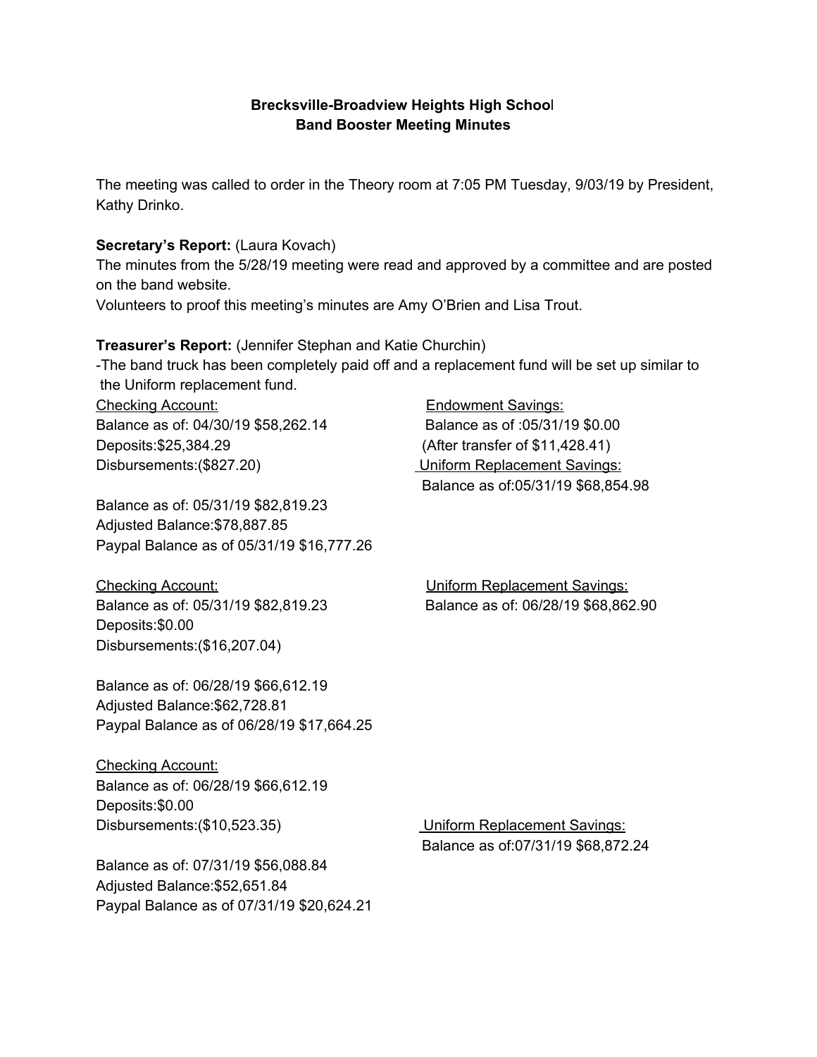**Brecksville-Broadview Heights High School**
**Band Booster Meeting Minutes**

The meeting was called to order in the Theory room at 7:05 PM Tuesday, 9/03/19 by President, Kathy Drinko.

**Secretary's Report:** (Laura Kovach)
The minutes from the 5/28/19 meeting were read and approved by a committee and are posted on the band website.
Volunteers to proof this meeting's minutes are Amy O'Brien and Lisa Trout.

**Treasurer's Report:** (Jennifer Stephan and Katie Churchin)
-The band truck has been completely paid off and a replacement fund will be set up similar to the Uniform replacement fund.

Checking Account:
Balance as of: 04/30/19 $58,262.14
Deposits:$25,384.29
Disbursements:($827.20)

Balance as of: 05/31/19 $82,819.23
Adjusted Balance:$78,887.85
Paypal Balance as of 05/31/19 $16,777.26

Endowment Savings:
Balance as of :05/31/19 $0.00
(After transfer of $11,428.41)

Uniform Replacement Savings:
Balance as of:05/31/19 $68,854.98

Checking Account:
Balance as of: 05/31/19 $82,819.23
Deposits:$0.00
Disbursements:($16,207.04)

Balance as of: 06/28/19 $66,612.19
Adjusted Balance:$62,728.81
Paypal Balance as of 06/28/19 $17,664.25

Uniform Replacement Savings:
Balance as of: 06/28/19 $68,862.90

Checking Account:
Balance as of: 06/28/19 $66,612.19
Deposits:$0.00
Disbursements:($10,523.35)

Balance as of: 07/31/19 $56,088.84
Adjusted Balance:$52,651.84
Paypal Balance as of 07/31/19 $20,624.21

Uniform Replacement Savings:
Balance as of:07/31/19 $68,872.24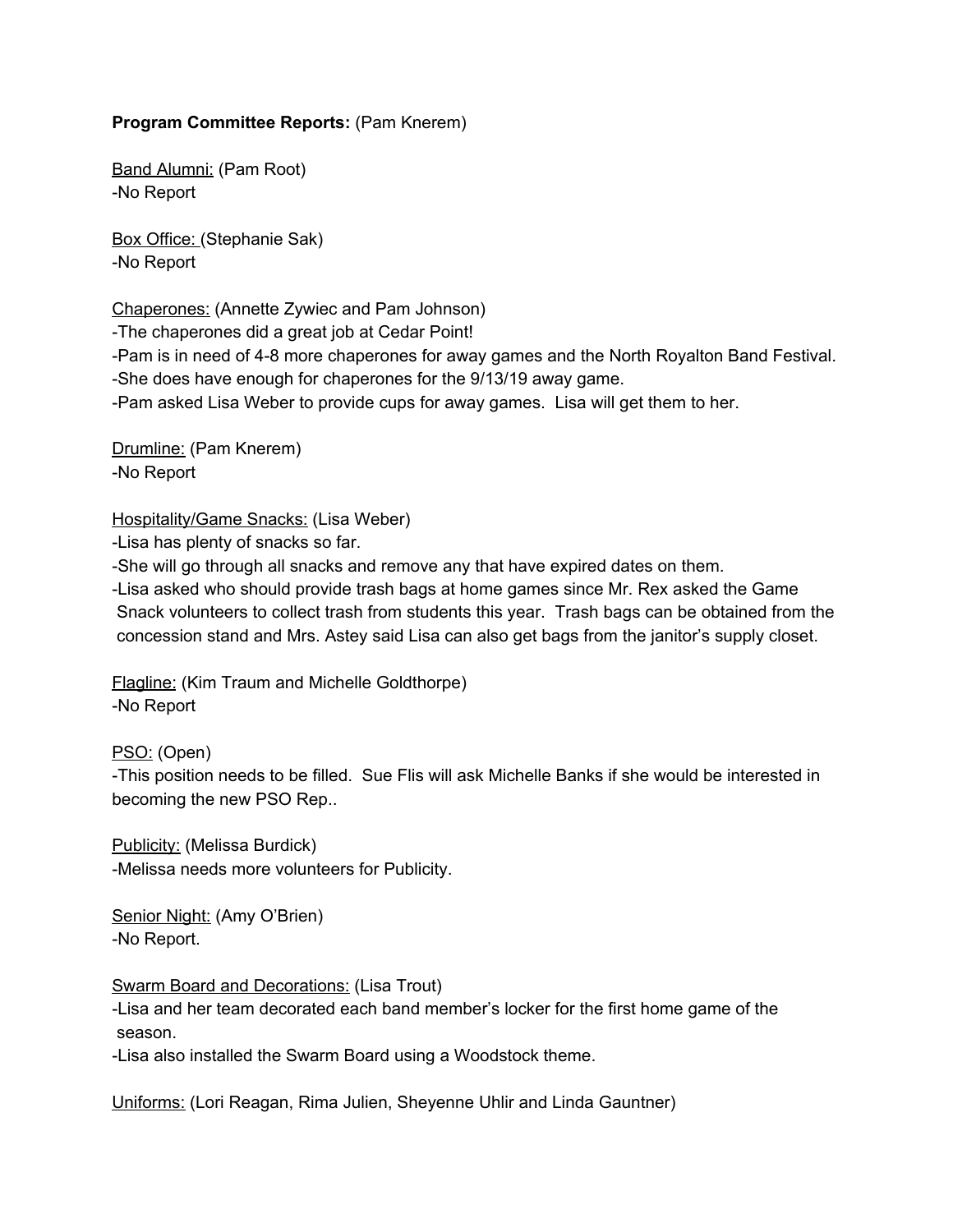**Program Committee Reports:** (Pam Knerem)

Band Alumni: (Pam Root)
-No Report

Box Office: (Stephanie Sak)
-No Report

Chaperones: (Annette Zywiec and Pam Johnson)
-The chaperones did a great job at Cedar Point!
-Pam is in need of 4-8 more chaperones for away games and the North Royalton Band Festival.
-She does have enough for chaperones for the 9/13/19 away game.
-Pam asked Lisa Weber to provide cups for away games. Lisa will get them to her.

Drumline: (Pam Knerem)
-No Report

Hospitality/Game Snacks: (Lisa Weber)
-Lisa has plenty of snacks so far.
-She will go through all snacks and remove any that have expired dates on them.
-Lisa asked who should provide trash bags at home games since Mr. Rex asked the Game Snack volunteers to collect trash from students this year. Trash bags can be obtained from the concession stand and Mrs. Astey said Lisa can also get bags from the janitor's supply closet.

Flagline: (Kim Traum and Michelle Goldthorpe)
-No Report

PSO: (Open)
-This position needs to be filled. Sue Flis will ask Michelle Banks if she would be interested in becoming the new PSO Rep..

Publicity: (Melissa Burdick)
-Melissa needs more volunteers for Publicity.

Senior Night: (Amy O'Brien)
-No Report.

Swarm Board and Decorations: (Lisa Trout)
-Lisa and her team decorated each band member's locker for the first home game of the season.
-Lisa also installed the Swarm Board using a Woodstock theme.

Uniforms: (Lori Reagan, Rima Julien, Sheyenne Uhlir and Linda Gauntner)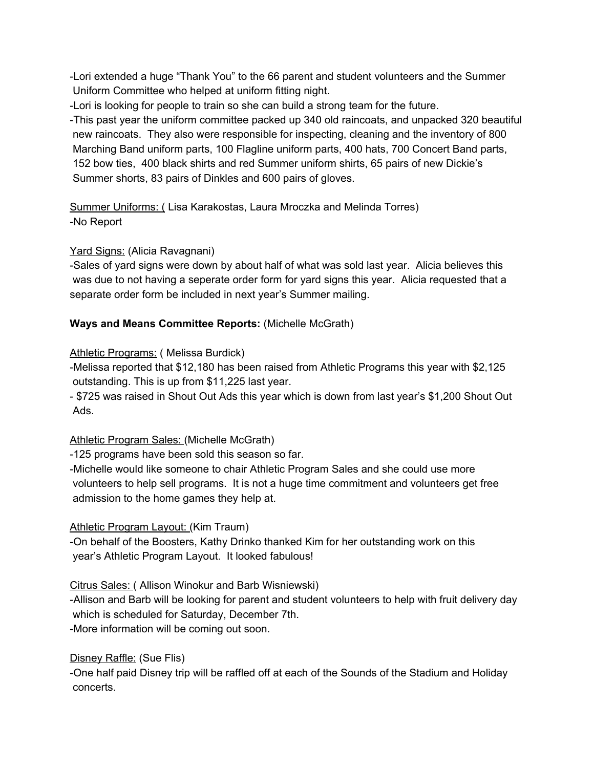-Lori extended a huge "Thank You" to the 66 parent and student volunteers and the Summer Uniform Committee who helped at uniform fitting night.
-Lori is looking for people to train so she can build a strong team for the future.
-This past year the uniform committee packed up 340 old raincoats, and unpacked 320 beautiful new raincoats. They also were responsible for inspecting, cleaning and the inventory of 800 Marching Band uniform parts, 100 Flagline uniform parts, 400 hats, 700 Concert Band parts, 152 bow ties, 400 black shirts and red Summer uniform shirts, 65 pairs of new Dickie's Summer shorts, 83 pairs of Dinkles and 600 pairs of gloves.

<u>Summer Uniforms: (</u> Lisa Karakostas, Laura Mroczka and Melinda Torres)
-No Report

<u>Yard Signs:</u> (Alicia Ravagnani)
-Sales of yard signs were down by about half of what was sold last year. Alicia believes this was due to not having a seperate order form for yard signs this year. Alicia requested that a separate order form be included in next year's Summer mailing.

**Ways and Means Committee Reports:** (Michelle McGrath)

<u>Athletic Programs:</u> ( Melissa Burdick)
-Melissa reported that $12,180 has been raised from Athletic Programs this year with $2,125 outstanding. This is up from $11,225 last year.
- $725 was raised in Shout Out Ads this year which is down from last year's $1,200 Shout Out Ads.

<u>Athletic Program Sales:</u> (Michelle McGrath)
-125 programs have been sold this season so far.
-Michelle would like someone to chair Athletic Program Sales and she could use more volunteers to help sell programs. It is not a huge time commitment and volunteers get free admission to the home games they help at.

<u>Athletic Program Layout:</u> (Kim Traum)
-On behalf of the Boosters, Kathy Drinko thanked Kim for her outstanding work on this year's Athletic Program Layout. It looked fabulous!

<u>Citrus Sales:</u> ( Allison Winokur and Barb Wisniewski)
-Allison and Barb will be looking for parent and student volunteers to help with fruit delivery day which is scheduled for Saturday, December 7th.
-More information will be coming out soon.

<u>Disney Raffle:</u> (Sue Flis)
-One half paid Disney trip will be raffled off at each of the Sounds of the Stadium and Holiday concerts.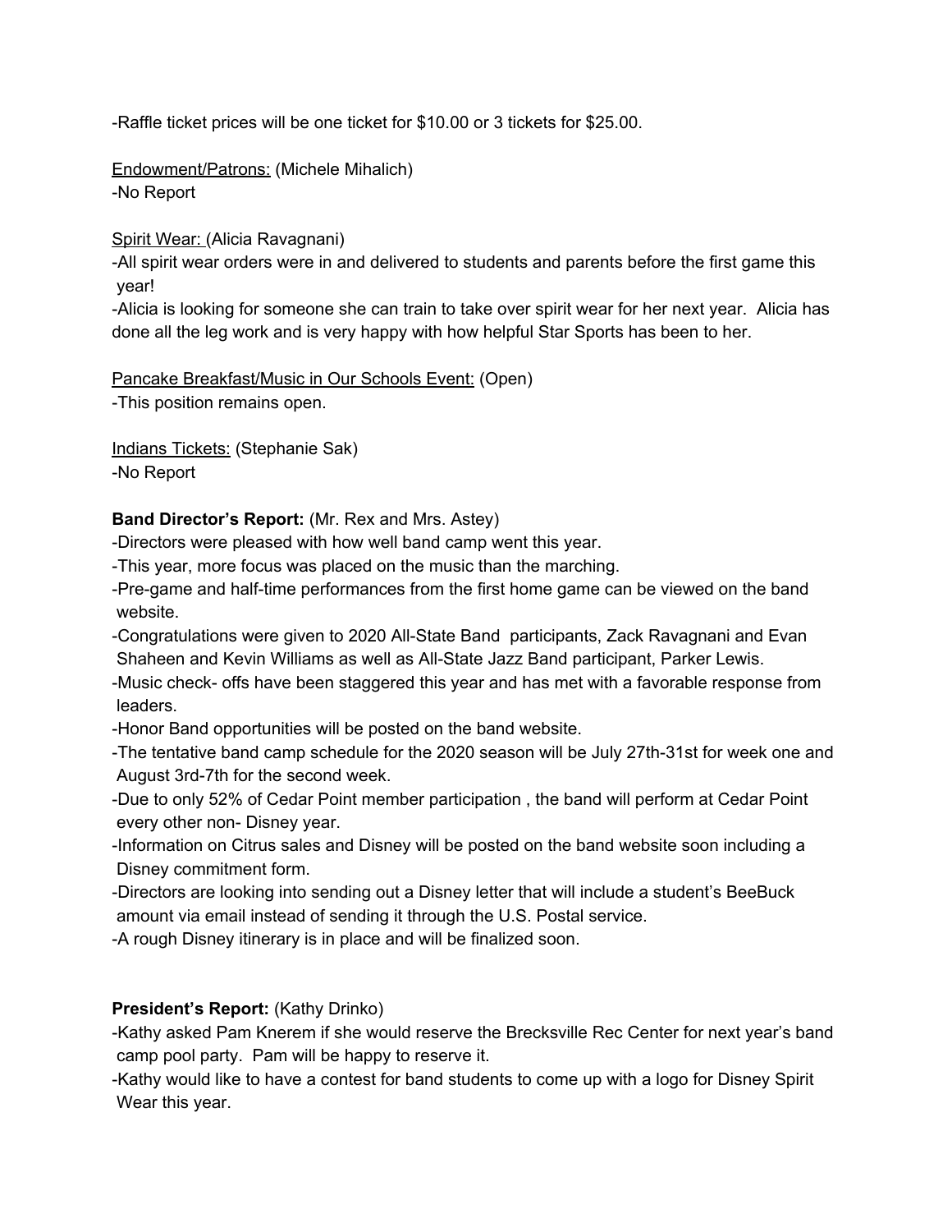-Raffle ticket prices will be one ticket for $10.00 or 3 tickets for $25.00.

<u>Endowment/Patrons:</u> (Michele Mihalich)
-No Report

<u>Spirit Wear:</u> (Alicia Ravagnani)
-All spirit wear orders were in and delivered to students and parents before the first game this year!
-Alicia is looking for someone she can train to take over spirit wear for her next year. Alicia has done all the leg work and is very happy with how helpful Star Sports has been to her.

<u>Pancake Breakfast/Music in Our Schools Event:</u> (Open)
-This position remains open.

<u>Indians Tickets:</u> (Stephanie Sak)
-No Report

**Band Director's Report:** (Mr. Rex and Mrs. Astey)
-Directors were pleased with how well band camp went this year.
-This year, more focus was placed on the music than the marching.
-Pre-game and half-time performances from the first home game can be viewed on the band website.
-Congratulations were given to 2020 All-State Band participants, Zack Ravagnani and Evan Shaheen and Kevin Williams as well as All-State Jazz Band participant, Parker Lewis.
-Music check- offs have been staggered this year and has met with a favorable response from leaders.
-Honor Band opportunities will be posted on the band website.
-The tentative band camp schedule for the 2020 season will be July 27th-31st for week one and August 3rd-7th for the second week.
-Due to only 52% of Cedar Point member participation , the band will perform at Cedar Point every other non- Disney year.
-Information on Citrus sales and Disney will be posted on the band website soon including a Disney commitment form.
-Directors are looking into sending out a Disney letter that will include a student's BeeBuck amount via email instead of sending it through the U.S. Postal service.
-A rough Disney itinerary is in place and will be finalized soon.

**President's Report:** (Kathy Drinko)
-Kathy asked Pam Knerem if she would reserve the Brecksville Rec Center for next year's band camp pool party. Pam will be happy to reserve it.
-Kathy would like to have a contest for band students to come up with a logo for Disney Spirit Wear this year.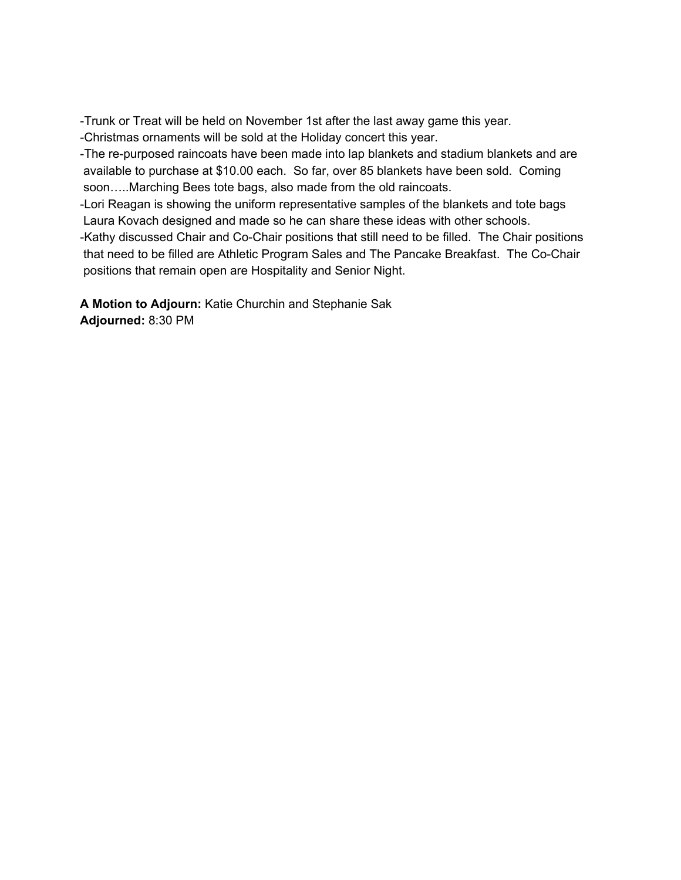-Trunk or Treat will be held on November 1st after the last away game this year.
-Christmas ornaments will be sold at the Holiday concert this year.
-The re-purposed raincoats have been made into lap blankets and stadium blankets and are available to purchase at $10.00 each. So far, over 85 blankets have been sold. Coming soon…..Marching Bees tote bags, also made from the old raincoats.
-Lori Reagan is showing the uniform representative samples of the blankets and tote bags Laura Kovach designed and made so he can share these ideas with other schools.
-Kathy discussed Chair and Co-Chair positions that still need to be filled. The Chair positions that need to be filled are Athletic Program Sales and The Pancake Breakfast. The Co-Chair positions that remain open are Hospitality and Senior Night.

**A Motion to Adjourn:** Katie Churchin and Stephanie Sak
**Adjourned:** 8:30 PM